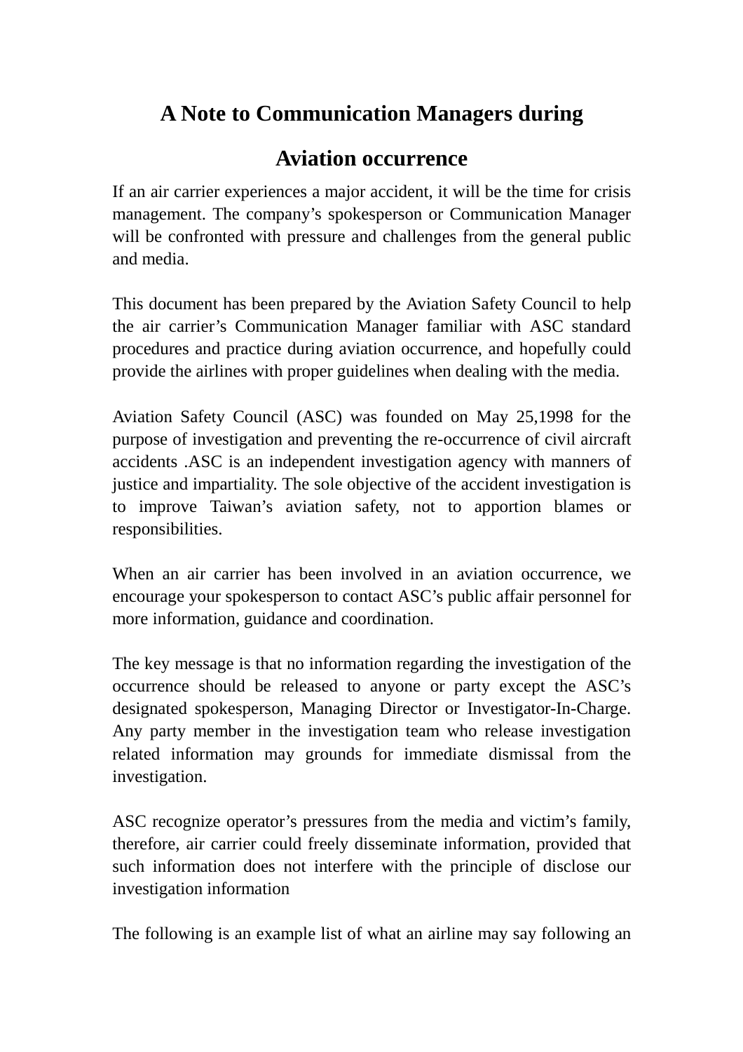# A Note to Communication Managers during Aviation occurrence

If an air carrier experiences a major accident, it will be the time for crisis management. The company's spokesperson or Communication Manager will be confronted with pressure and challenges from the general public and media.

This document has been prepared by the Aviation Safety Council to help the air carrier's Communication Manager familiar with ASC standard procedures and practice during aviation occurrence, and hopefully could provide the airlines with proper guidelines when dealing with the media.

Aviation Safety Council (ASC) was founded on May 25,1998 for the purpose of investigation and preventing the re-occurrence of civil aircraft accidents .ASC is an independent investigation agency with manners of justice and impartiality. The sole objective of the accident investigation is to improve Taiwan's aviation safety, not to apportion blames or responsibilities.

When an air carrier has been involved in an aviation occurrence, we encourage your spokesperson to contact ASC's public affair personnel for more information, guidance and coordination.

The key message is that no information regarding the investigation of the occurrence should be released to anyone or party except the ASC's designated spokesperson, Managing Director or Investigator-In-Charge. Any party member in the investigation team who release investigation related information may grounds for immediate dismissal from the investigation.

ASC recognize operator's pressures from the media and victim's family, therefore, air carrier could freely disseminate information, provided that such information does not interfere with the principle of disclose our investigation information

The following is an example list of what an airline may say following an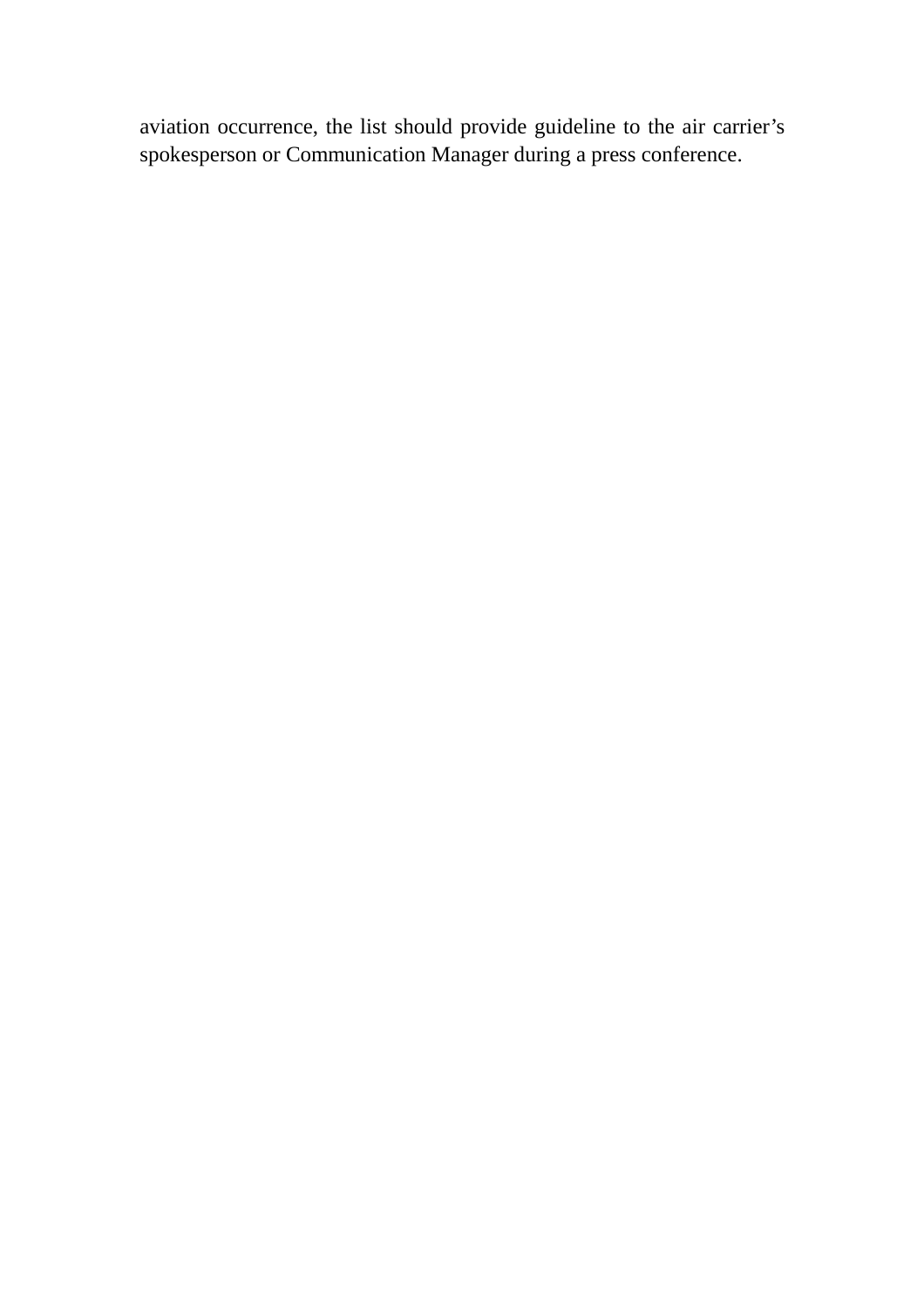aviation occurrence, the list should provide guideline to the air carrier's spokesperson or Communication Manager during a press conference.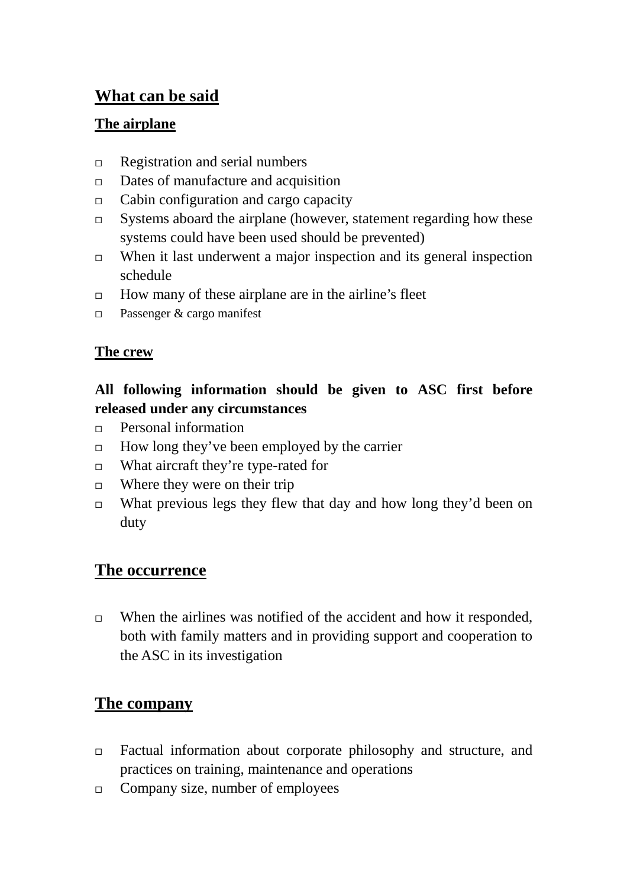## What can be said

### The airplane

- Registration and serial numbers
- Dates of manufacture and acquisition
- Cabin configuration and cargo capacity
- Systems aboard the airplane (however, statement regarding how these systems could have been used should be prevented)
- When it last underwent a major inspection and its general inspection schedule
- How many of these airplane are in the airline's fleet
- Passenger & cargo manifest

### The crew

**All following information should be given to ASC first before released under any circumstances**

- Personal information
- How long they've been employed by the carrier
- What aircraft they're type-rated for
- Where they were on their trip
- What previous legs they flew that day and how long they'd been on duty

## The occurrence

- When the airlines was notified of the accident and how it responded, both with family matters and in providing support and cooperation to the ASC in its investigation

## The company

- Factual information about corporate philosophy and structure, and practices on training, maintenance and operations
- Company size, number of employees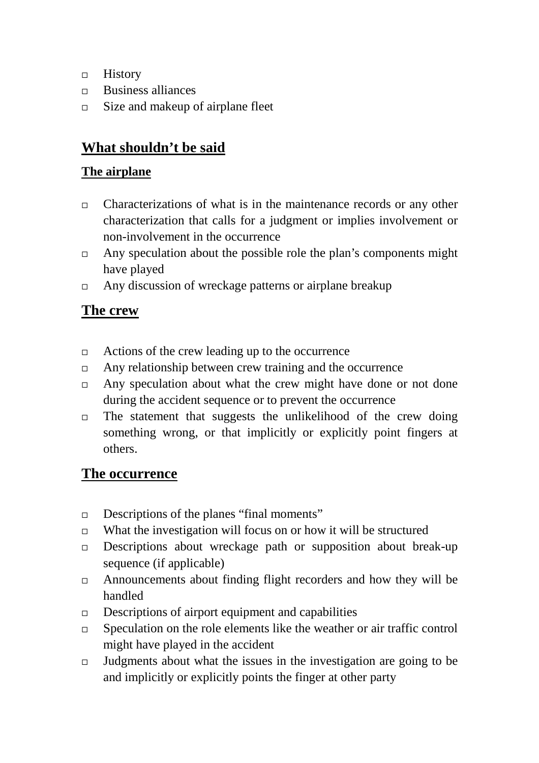- History
- Business alliances
- Size and makeup of airplane fleet

## What shouldn't be said

### The airplane

- Characterizations of what is in the maintenance records or any other characterization that calls for a judgment or implies involvement or non-involvement in the occurrence
- Any speculation about the possible role the plan's components might have played
- Any discussion of wreckage patterns or airplane breakup

## The crew

- Actions of the crew leading up to the occurrence
- Any relationship between crew training and the occurrence
- Any speculation about what the crew might have done or not done during the accident sequence or to prevent the occurrence
- The statement that suggests the unlikelihood of the crew doing something wrong, or that implicitly or explicitly point fingers at others.

## The occurrence

- Descriptions of the planes "final moments"
- What the investigation will focus on or how it will be structured
- Descriptions about wreckage path or supposition about break-up sequence (if applicable)
- Announcements about finding flight recorders and how they will be handled
- Descriptions of airport equipment and capabilities
- Speculation on the role elements like the weather or air traffic control might have played in the accident
- Judgments about what the issues in the investigation are going to be and implicitly or explicitly points the finger at other party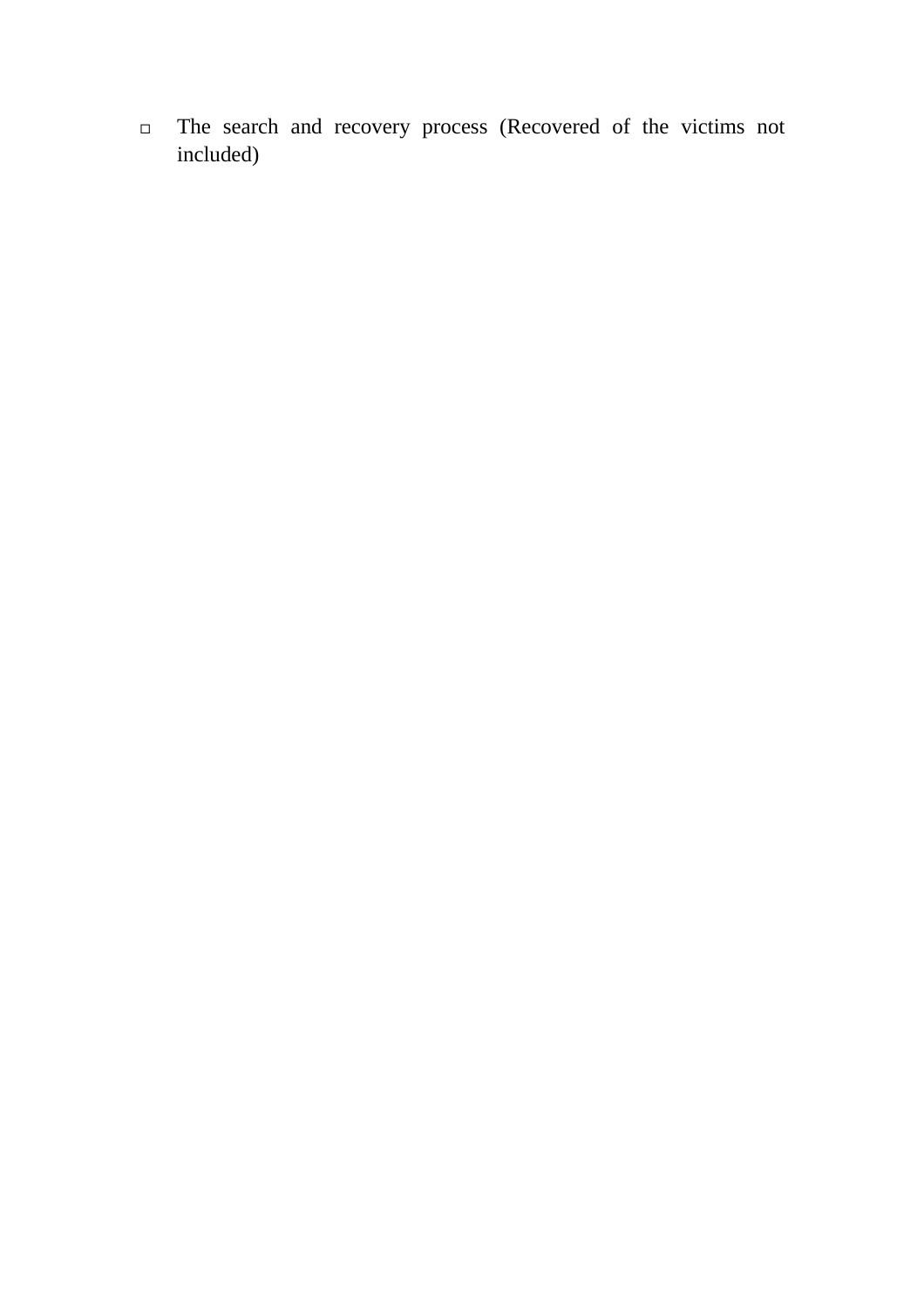- The search and recovery process (Recovered of the victims not included)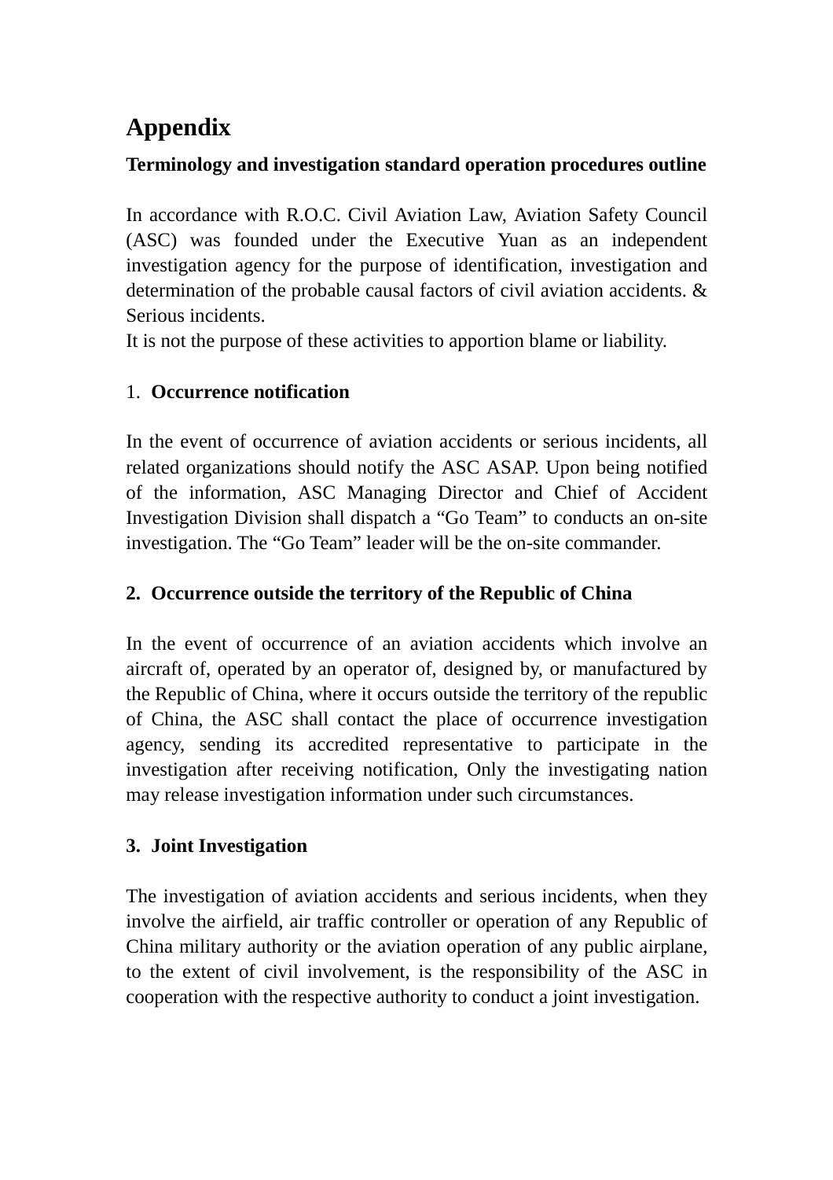# Appendix

**Terminology and investigation standard operation procedures outline**

In accordance with R.O.C. Civil Aviation Law, Aviation Safety Council (ASC) was founded under the Executive Yuan as an independent investigation agency for the purpose of identification, investigation and determination of the probable causal factors of civil aviation accidents. & Serious incidents.
It is not the purpose of these activities to apportion blame or liability.

1. **Occurrence notification**

In the event of occurrence of aviation accidents or serious incidents, all related organizations should notify the ASC ASAP. Upon being notified of the information, ASC Managing Director and Chief of Accident Investigation Division shall dispatch a "Go Team" to conducts an on-site investigation. The "Go Team" leader will be the on-site commander.

2. **Occurrence outside the territory of the Republic of China**

In the event of occurrence of an aviation accidents which involve an aircraft of, operated by an operator of, designed by, or manufactured by the Republic of China, where it occurs outside the territory of the republic of China, the ASC shall contact the place of occurrence investigation agency, sending its accredited representative to participate in the investigation after receiving notification, Only the investigating nation may release investigation information under such circumstances.

3. **Joint Investigation**

The investigation of aviation accidents and serious incidents, when they involve the airfield, air traffic controller or operation of any Republic of China military authority or the aviation operation of any public airplane, to the extent of civil involvement, is the responsibility of the ASC in cooperation with the respective authority to conduct a joint investigation.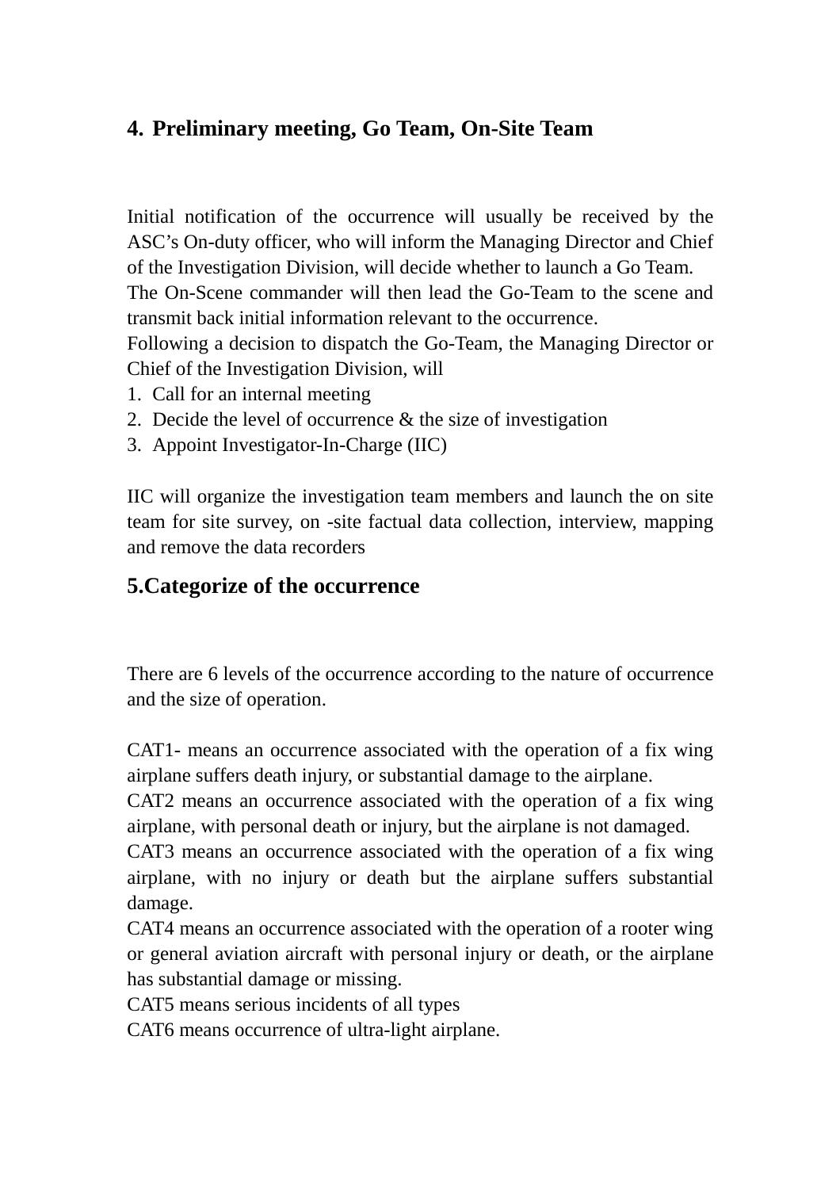## 4. Preliminary meeting, Go Team, On-Site Team

Initial notification of the occurrence will usually be received by the ASC's On-duty officer, who will inform the Managing Director and Chief of the Investigation Division, will decide whether to launch a Go Team.
The On-Scene commander will then lead the Go-Team to the scene and transmit back initial information relevant to the occurrence.
Following a decision to dispatch the Go-Team, the Managing Director or Chief of the Investigation Division, will

1. Call for an internal meeting
2. Decide the level of occurrence & the size of investigation
3. Appoint Investigator-In-Charge (IIC)

IIC will organize the investigation team members and launch the on site team for site survey, on -site factual data collection, interview, mapping and remove the data recorders

## 5.Categorize of the occurrence

There are 6 levels of the occurrence according to the nature of occurrence and the size of operation.

CAT1- means an occurrence associated with the operation of a fix wing airplane suffers death injury, or substantial damage to the airplane.
CAT2 means an occurrence associated with the operation of a fix wing airplane, with personal death or injury, but the airplane is not damaged.
CAT3 means an occurrence associated with the operation of a fix wing airplane, with no injury or death but the airplane suffers substantial damage.
CAT4 means an occurrence associated with the operation of a rooter wing or general aviation aircraft with personal injury or death, or the airplane has substantial damage or missing.
CAT5 means serious incidents of all types
CAT6 means occurrence of ultra-light airplane.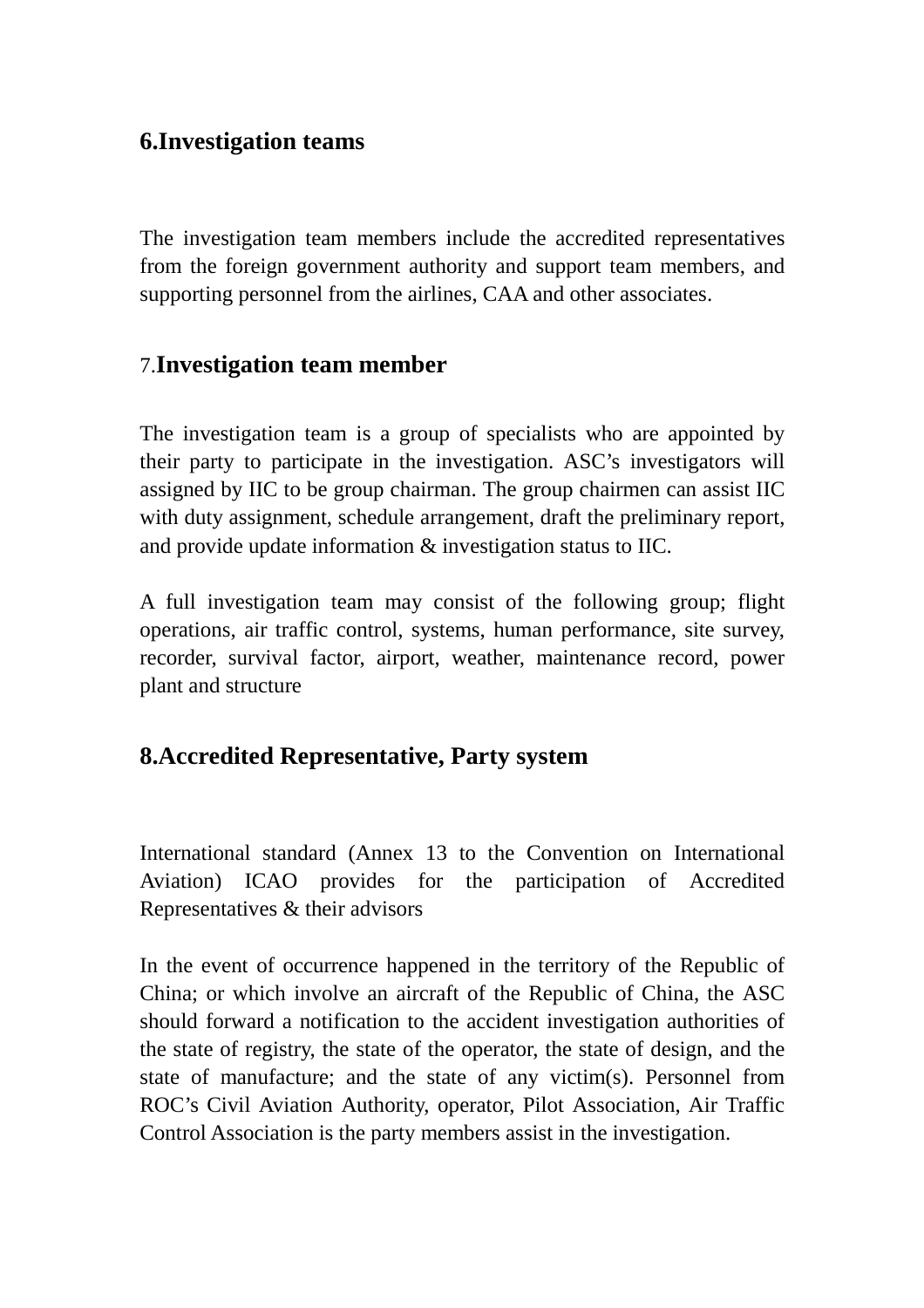## 6.Investigation teams

The investigation team members include the accredited representatives from the foreign government authority and support team members, and supporting personnel from the airlines, CAA and other associates.

## 7.Investigation team member

The investigation team is a group of specialists who are appointed by their party to participate in the investigation. ASC's investigators will assigned by IIC to be group chairman. The group chairmen can assist IIC with duty assignment, schedule arrangement, draft the preliminary report, and provide update information & investigation status to IIC.

A full investigation team may consist of the following group; flight operations, air traffic control, systems, human performance, site survey, recorder, survival factor, airport, weather, maintenance record, power plant and structure

## 8.Accredited Representative, Party system

International standard (Annex 13 to the Convention on International Aviation) ICAO provides for the participation of Accredited Representatives & their advisors

In the event of occurrence happened in the territory of the Republic of China; or which involve an aircraft of the Republic of China, the ASC should forward a notification to the accident investigation authorities of the state of registry, the state of the operator, the state of design, and the state of manufacture; and the state of any victim(s). Personnel from ROC's Civil Aviation Authority, operator, Pilot Association, Air Traffic Control Association is the party members assist in the investigation.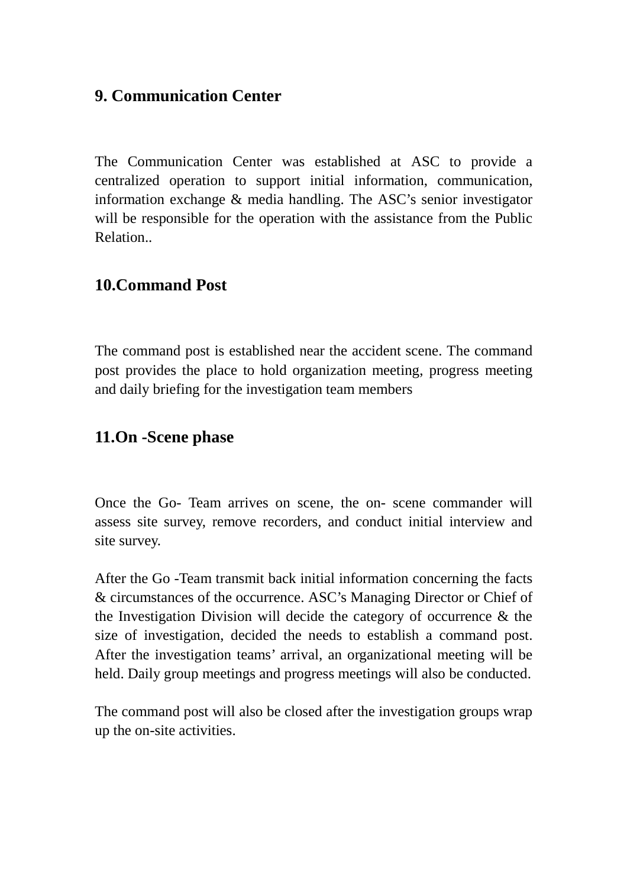## 9. Communication Center

The Communication Center was established at ASC to provide a centralized operation to support initial information, communication, information exchange & media handling. The ASC's senior investigator will be responsible for the operation with the assistance from the Public Relation..

## 10.Command Post

The command post is established near the accident scene. The command post provides the place to hold organization meeting, progress meeting and daily briefing for the investigation team members

## 11.On -Scene phase

Once the Go- Team arrives on scene, the on- scene commander will assess site survey, remove recorders, and conduct initial interview and site survey.

After the Go -Team transmit back initial information concerning the facts & circumstances of the occurrence. ASC's Managing Director or Chief of the Investigation Division will decide the category of occurrence & the size of investigation, decided the needs to establish a command post. After the investigation teams' arrival, an organizational meeting will be held. Daily group meetings and progress meetings will also be conducted.

The command post will also be closed after the investigation groups wrap up the on-site activities.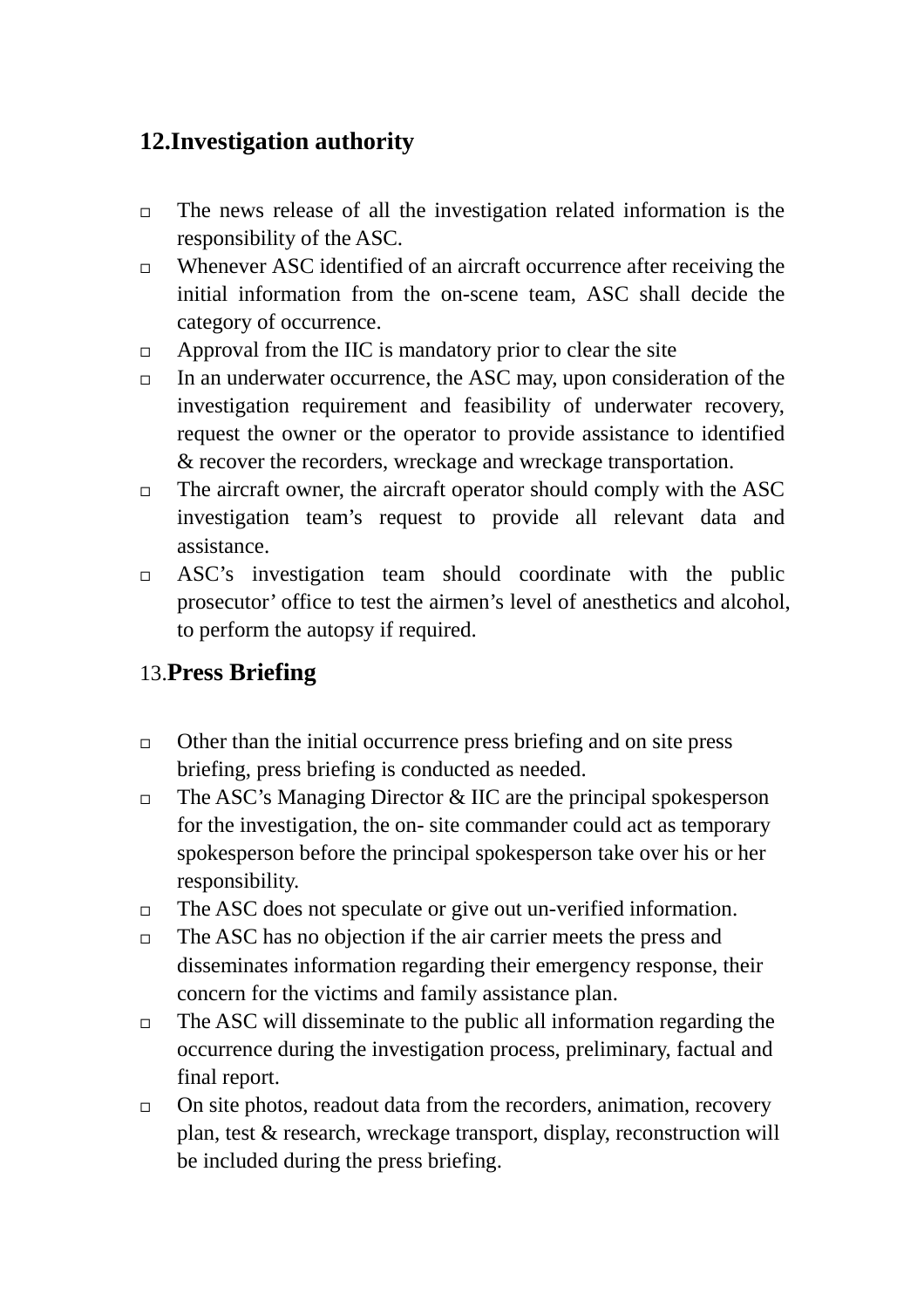## 12.Investigation authority

- The news release of all the investigation related information is the responsibility of the ASC.
- Whenever ASC identified of an aircraft occurrence after receiving the initial information from the on-scene team, ASC shall decide the category of occurrence.
- Approval from the IIC is mandatory prior to clear the site
- In an underwater occurrence, the ASC may, upon consideration of the investigation requirement and feasibility of underwater recovery, request the owner or the operator to provide assistance to identified & recover the recorders, wreckage and wreckage transportation.
- The aircraft owner, the aircraft operator should comply with the ASC investigation team's request to provide all relevant data and assistance.
- ASC's investigation team should coordinate with the public prosecutor' office to test the airmen's level of anesthetics and alcohol, to perform the autopsy if required.

## 13.Press Briefing

- Other than the initial occurrence press briefing and on site press briefing, press briefing is conducted as needed.
- The ASC's Managing Director & IIC are the principal spokesperson for the investigation, the on- site commander could act as temporary spokesperson before the principal spokesperson take over his or her responsibility.
- The ASC does not speculate or give out un-verified information.
- The ASC has no objection if the air carrier meets the press and disseminates information regarding their emergency response, their concern for the victims and family assistance plan.
- The ASC will disseminate to the public all information regarding the occurrence during the investigation process, preliminary, factual and final report.
- On site photos, readout data from the recorders, animation, recovery plan, test & research, wreckage transport, display, reconstruction will be included during the press briefing.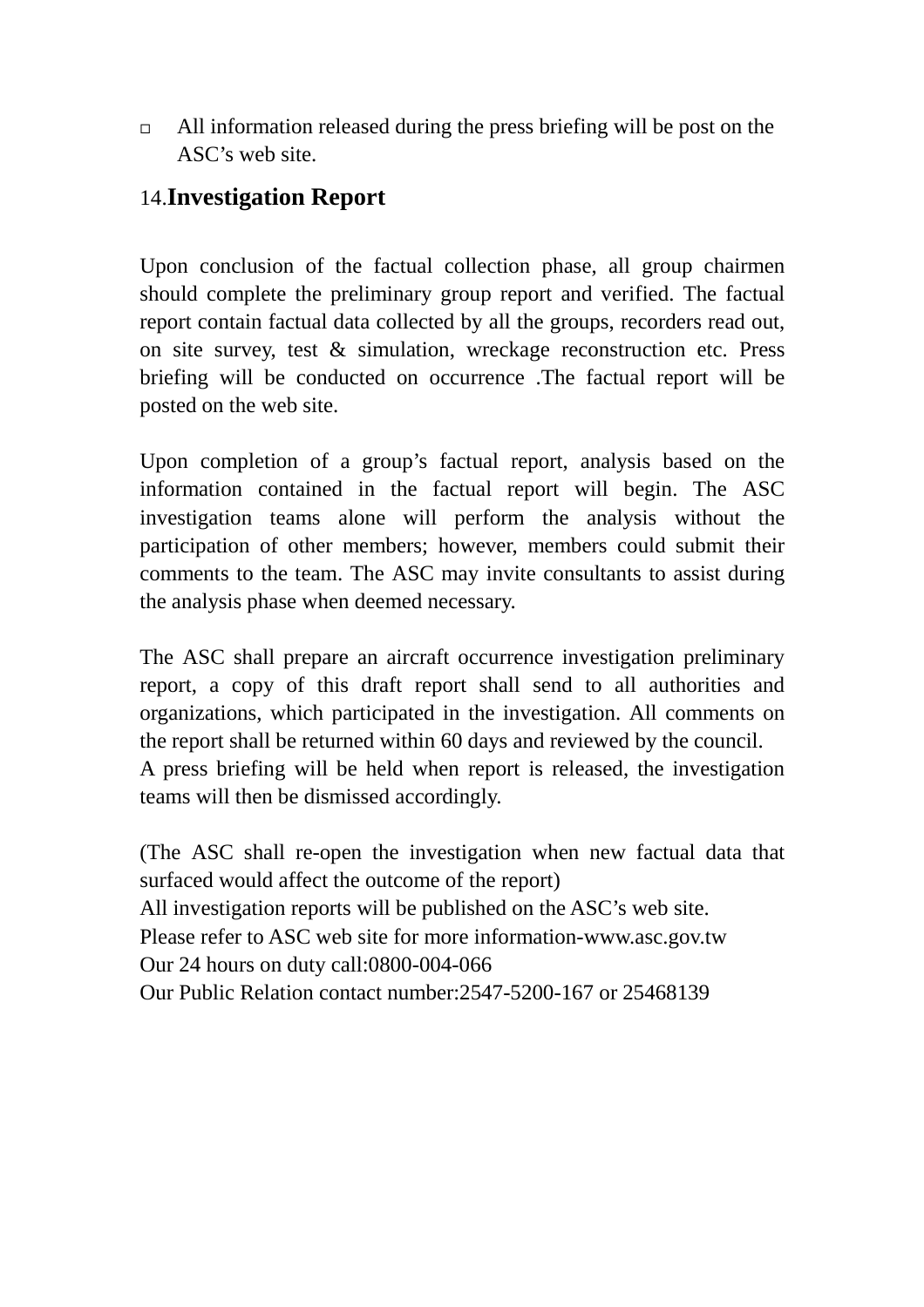- All information released during the press briefing will be post on the ASC's web site.

## 14.**Investigation Report**

Upon conclusion of the factual collection phase, all group chairmen should complete the preliminary group report and verified. The factual report contain factual data collected by all the groups, recorders read out, on site survey, test & simulation, wreckage reconstruction etc. Press briefing will be conducted on occurrence .The factual report will be posted on the web site.

Upon completion of a group's factual report, analysis based on the information contained in the factual report will begin. The ASC investigation teams alone will perform the analysis without the participation of other members; however, members could submit their comments to the team. The ASC may invite consultants to assist during the analysis phase when deemed necessary.

The ASC shall prepare an aircraft occurrence investigation preliminary report, a copy of this draft report shall send to all authorities and organizations, which participated in the investigation. All comments on the report shall be returned within 60 days and reviewed by the council.
A press briefing will be held when report is released, the investigation teams will then be dismissed accordingly.

(The ASC shall re-open the investigation when new factual data that surfaced would affect the outcome of the report)
All investigation reports will be published on the ASC's web site.
Please refer to ASC web site for more information-www.asc.gov.tw
Our 24 hours on duty call:0800-004-066
Our Public Relation contact number:2547-5200-167 or 25468139